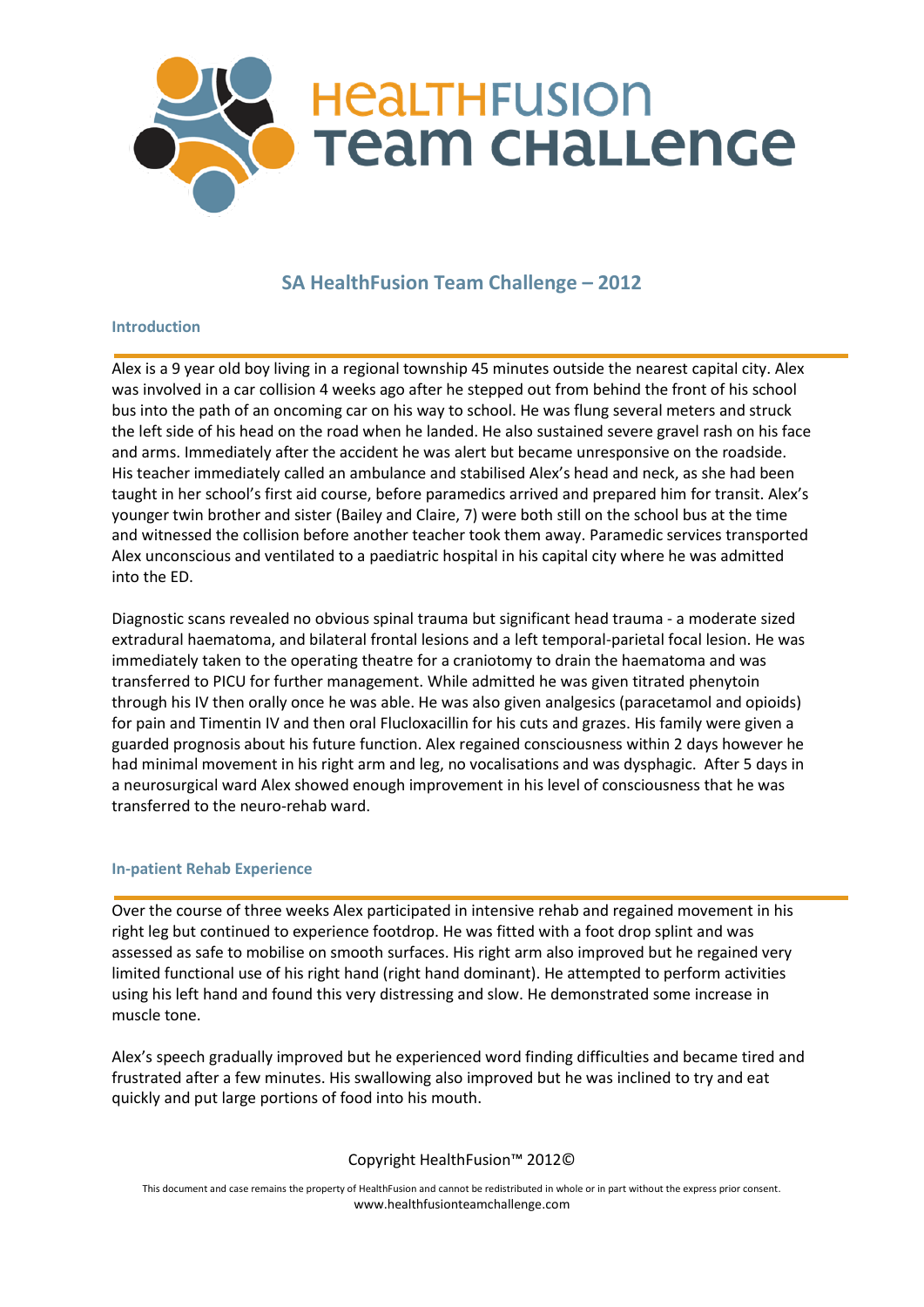# HealthFusion Team Challenge

## SA HealthFusion Team Challenge – 2012

### Introduction

Alex is a 9 year old boy living in a regional township 45 minutes outside the nearest capital city. Alex was involved in a car collision 4 weeks ago after he stepped out from behind the front of his school bus into the path of an oncoming car on his way to school. He was flung several meters and struck the left side of his head on the road when he landed. He also sustained severe gravel rash on his face and arms. Immediately after the accident he was alert but became unresponsive on the roadside. His teacher immediately called an ambulance and stabilised Alex's head and neck, as she had been taught in her school's first aid course, before paramedics arrived and prepared him for transit. Alex's younger twin brother and sister (Bailey and Claire, 7) were both still on the school bus at the time and witnessed the collision before another teacher took them away. Paramedic services transported Alex unconscious and ventilated to a paediatric hospital in his capital city where he was admitted into the ED.

Diagnostic scans revealed no obvious spinal trauma but significant head trauma - a moderate sized extradural haematoma, and bilateral frontal lesions and a left temporal-parietal focal lesion. He was immediately taken to the operating theatre for a craniotomy to drain the haematoma and was transferred to PICU for further management. While admitted he was given titrated phenytoin through his IV then orally once he was able. He was also given analgesics (paracetamol and opioids) for pain and Timentin IV and then oral Flucloxacillin for his cuts and grazes. His family were given a guarded prognosis about his future function. Alex regained consciousness within 2 days however he had minimal movement in his right arm and leg, no vocalisations and was dysphagic. After 5 days in a neurosurgical ward Alex showed enough improvement in his level of consciousness that he was transferred to the neuro-rehab ward.

### In-patient Rehab Experience

Over the course of three weeks Alex participated in intensive rehab and regained movement in his right leg but continued to experience footdrop. He was fitted with a foot drop splint and was assessed as safe to mobilise on smooth surfaces. His right arm also improved but he regained very limited functional use of his right hand (right hand dominant). He attempted to perform activities using his left hand and found this very distressing and slow. He demonstrated some increase in muscle tone.

Alex's speech gradually improved but he experienced word finding difficulties and became tired and frustrated after a few minutes. His swallowing also improved but he was inclined to try and eat quickly and put large portions of food into his mouth.

Copyright HealthFusion™ 2012©

This document and case remains the property of HealthFusion and cannot be redistributed in whole or in part without the express prior consent.
www.healthfusionteamchallenge.com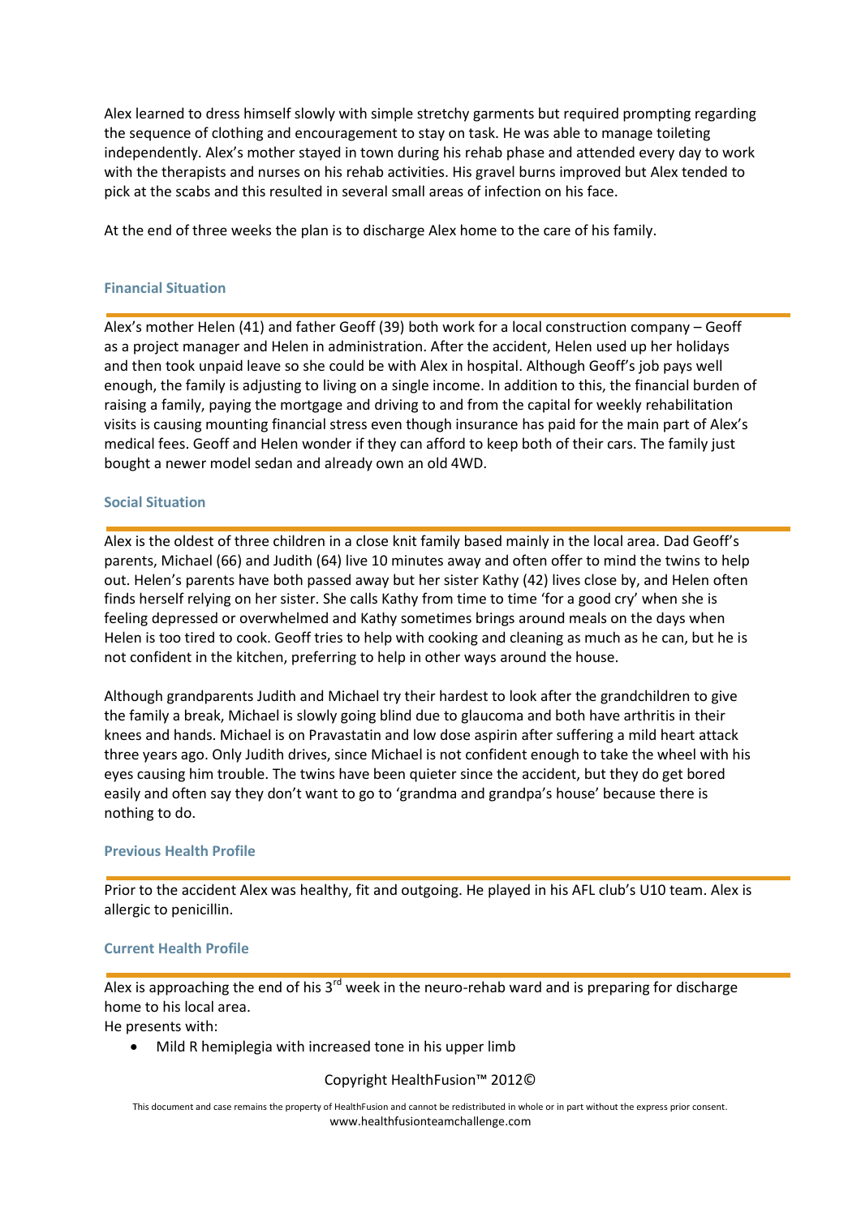Alex learned to dress himself slowly with simple stretchy garments but required prompting regarding the sequence of clothing and encouragement to stay on task. He was able to manage toileting independently. Alex's mother stayed in town during his rehab phase and attended every day to work with the therapists and nurses on his rehab activities. His gravel burns improved but Alex tended to pick at the scabs and this resulted in several small areas of infection on his face.

At the end of three weeks the plan is to discharge Alex home to the care of his family.

### Financial Situation

Alex's mother Helen (41) and father Geoff (39) both work for a local construction company – Geoff as a project manager and Helen in administration. After the accident, Helen used up her holidays and then took unpaid leave so she could be with Alex in hospital. Although Geoff's job pays well enough, the family is adjusting to living on a single income. In addition to this, the financial burden of raising a family, paying the mortgage and driving to and from the capital for weekly rehabilitation visits is causing mounting financial stress even though insurance has paid for the main part of Alex's medical fees. Geoff and Helen wonder if they can afford to keep both of their cars. The family just bought a newer model sedan and already own an old 4WD.

### Social Situation

Alex is the oldest of three children in a close knit family based mainly in the local area. Dad Geoff's parents, Michael (66) and Judith (64) live 10 minutes away and often offer to mind the twins to help out. Helen's parents have both passed away but her sister Kathy (42) lives close by, and Helen often finds herself relying on her sister. She calls Kathy from time to time 'for a good cry' when she is feeling depressed or overwhelmed and Kathy sometimes brings around meals on the days when Helen is too tired to cook. Geoff tries to help with cooking and cleaning as much as he can, but he is not confident in the kitchen, preferring to help in other ways around the house.

Although grandparents Judith and Michael try their hardest to look after the grandchildren to give the family a break, Michael is slowly going blind due to glaucoma and both have arthritis in their knees and hands. Michael is on Pravastatin and low dose aspirin after suffering a mild heart attack three years ago. Only Judith drives, since Michael is not confident enough to take the wheel with his eyes causing him trouble. The twins have been quieter since the accident, but they do get bored easily and often say they don't want to go to 'grandma and grandpa's house' because there is nothing to do.

### Previous Health Profile

Prior to the accident Alex was healthy, fit and outgoing. He played in his AFL club's U10 team. Alex is allergic to penicillin.

### Current Health Profile

Alex is approaching the end of his 3rd week in the neuro-rehab ward and is preparing for discharge home to his local area.
He presents with:

- Mild R hemiplegia with increased tone in his upper limb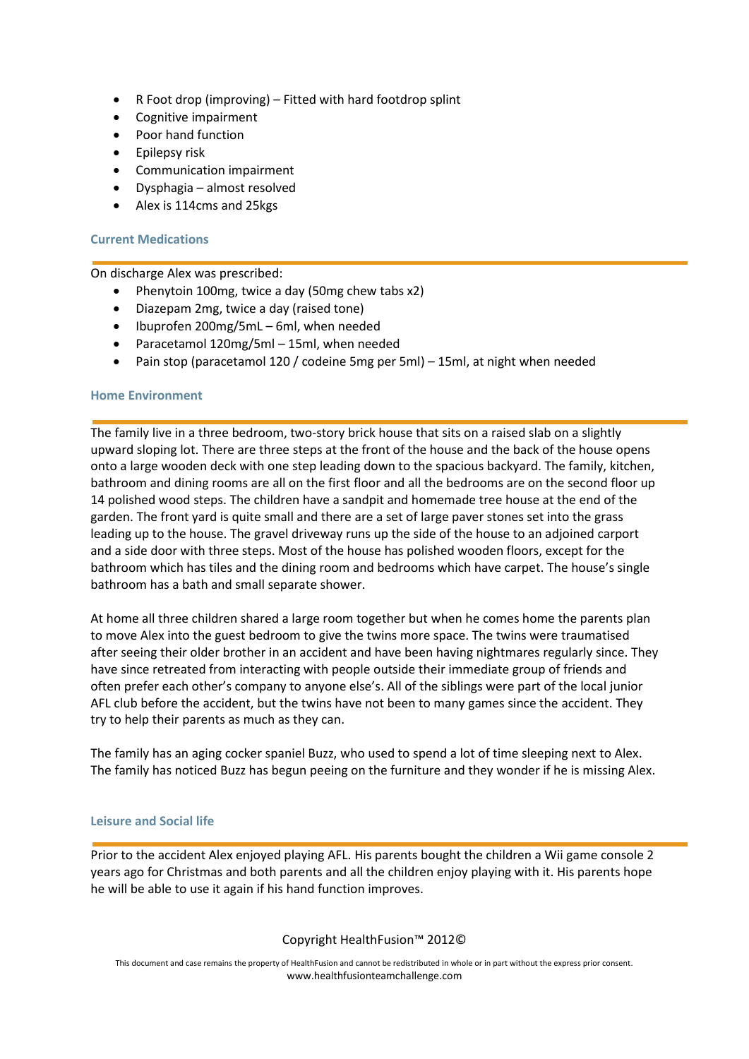- R Foot drop (improving) – Fitted with hard footdrop splint
- Cognitive impairment
- Poor hand function
- Epilepsy risk
- Communication impairment
- Dysphagia – almost resolved
- Alex is 114cms and 25kgs

### Current Medications

On discharge Alex was prescribed:

- Phenytoin 100mg, twice a day (50mg chew tabs x2)
- Diazepam 2mg, twice a day (raised tone)
- Ibuprofen 200mg/5mL – 6ml, when needed
- Paracetamol 120mg/5ml – 15ml, when needed
- Pain stop (paracetamol 120 / codeine 5mg per 5ml) – 15ml, at night when needed

### Home Environment

The family live in a three bedroom, two-story brick house that sits on a raised slab on a slightly upward sloping lot. There are three steps at the front of the house and the back of the house opens onto a large wooden deck with one step leading down to the spacious backyard. The family, kitchen, bathroom and dining rooms are all on the first floor and all the bedrooms are on the second floor up 14 polished wood steps. The children have a sandpit and homemade tree house at the end of the garden. The front yard is quite small and there are a set of large paver stones set into the grass leading up to the house. The gravel driveway runs up the side of the house to an adjoined carport and a side door with three steps. Most of the house has polished wooden floors, except for the bathroom which has tiles and the dining room and bedrooms which have carpet. The house's single bathroom has a bath and small separate shower.

At home all three children shared a large room together but when he comes home the parents plan to move Alex into the guest bedroom to give the twins more space. The twins were traumatised after seeing their older brother in an accident and have been having nightmares regularly since. They have since retreated from interacting with people outside their immediate group of friends and often prefer each other's company to anyone else's. All of the siblings were part of the local junior AFL club before the accident, but the twins have not been to many games since the accident. They try to help their parents as much as they can.

The family has an aging cocker spaniel Buzz, who used to spend a lot of time sleeping next to Alex. The family has noticed Buzz has begun peeing on the furniture and they wonder if he is missing Alex.

### Leisure and Social life

Prior to the accident Alex enjoyed playing AFL. His parents bought the children a Wii game console 2 years ago for Christmas and both parents and all the children enjoy playing with it. His parents hope he will be able to use it again if his hand function improves.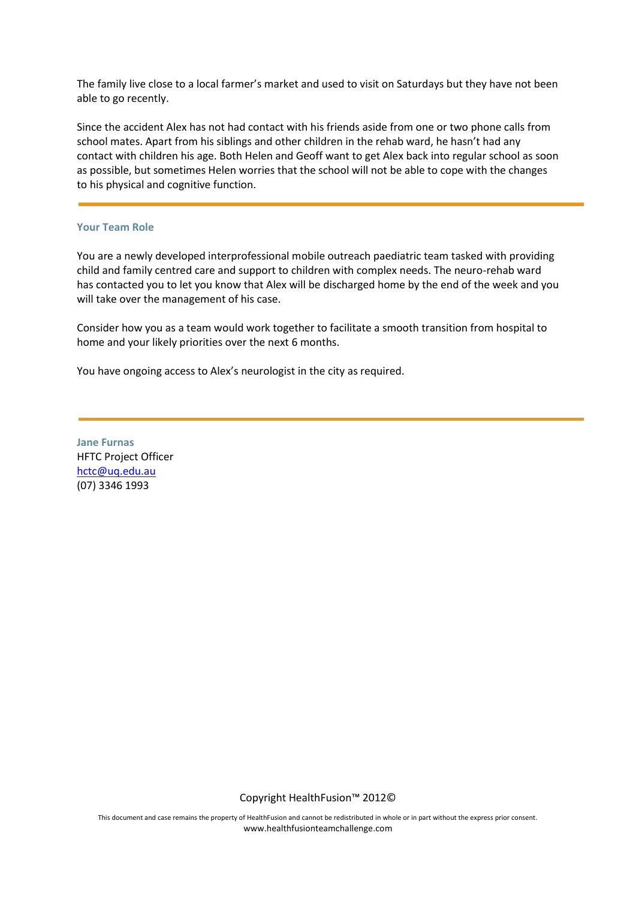The family live close to a local farmer's market and used to visit on Saturdays but they have not been able to go recently.

Since the accident Alex has not had contact with his friends aside from one or two phone calls from school mates. Apart from his siblings and other children in the rehab ward, he hasn't had any contact with children his age. Both Helen and Geoff want to get Alex back into regular school as soon as possible, but sometimes Helen worries that the school will not be able to cope with the changes to his physical and cognitive function.

### Your Team Role

You are a newly developed interprofessional mobile outreach paediatric team tasked with providing child and family centred care and support to children with complex needs. The neuro-rehab ward has contacted you to let you know that Alex will be discharged home by the end of the week and you will take over the management of his case.

Consider how you as a team would work together to facilitate a smooth transition from hospital to home and your likely priorities over the next 6 months.

You have ongoing access to Alex's neurologist in the city as required.

**Jane Furnas**
HFTC Project Officer
hctc@uq.edu.au
(07) 3346 1993

Copyright HealthFusion™ 2012©

This document and case remains the property of HealthFusion and cannot be redistributed in whole or in part without the express prior consent.
www.healthfusionteamchallenge.com